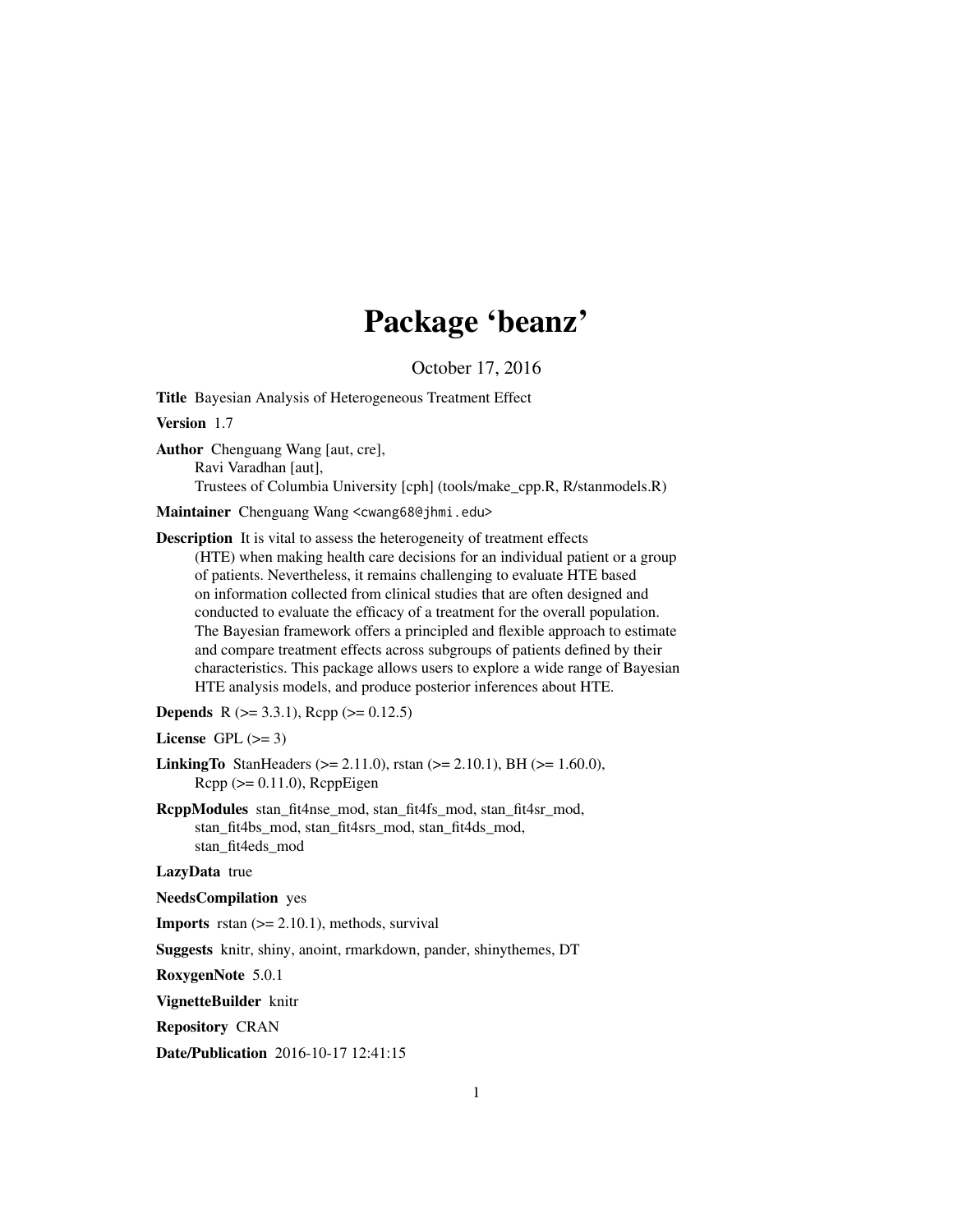# Package 'beanz'

October 17, 2016

**Title** Bayesian Analysis of Heterogeneous Treatment Effect

**Version** 1.7

**Author** Chenguang Wang [aut, cre],
Ravi Varadhan [aut],
Trustees of Columbia University [cph] (tools/make_cpp.R, R/stanmodels.R)

**Maintainer** Chenguang Wang <cwang68@jhmi.edu>

**Description** It is vital to assess the heterogeneity of treatment effects (HTE) when making health care decisions for an individual patient or a group of patients. Nevertheless, it remains challenging to evaluate HTE based on information collected from clinical studies that are often designed and conducted to evaluate the efficacy of a treatment for the overall population. The Bayesian framework offers a principled and flexible approach to estimate and compare treatment effects across subgroups of patients defined by their characteristics. This package allows users to explore a wide range of Bayesian HTE analysis models, and produce posterior inferences about HTE.

**Depends** R (>= 3.3.1), Rcpp (>= 0.12.5)

**License** GPL (>= 3)

**LinkingTo** StanHeaders (>= 2.11.0), rstan (>= 2.10.1), BH (>= 1.60.0), Rcpp (>= 0.11.0), RcppEigen

**RcppModules** stan_fit4nse_mod, stan_fit4fs_mod, stan_fit4sr_mod, stan_fit4bs_mod, stan_fit4srs_mod, stan_fit4ds_mod, stan_fit4eds_mod

**LazyData** true

**NeedsCompilation** yes

**Imports** rstan (>= 2.10.1), methods, survival

**Suggests** knitr, shiny, anoint, rmarkdown, pander, shinythemes, DT

**RoxygenNote** 5.0.1

**VignetteBuilder** knitr

**Repository** CRAN

**Date/Publication** 2016-10-17 12:41:15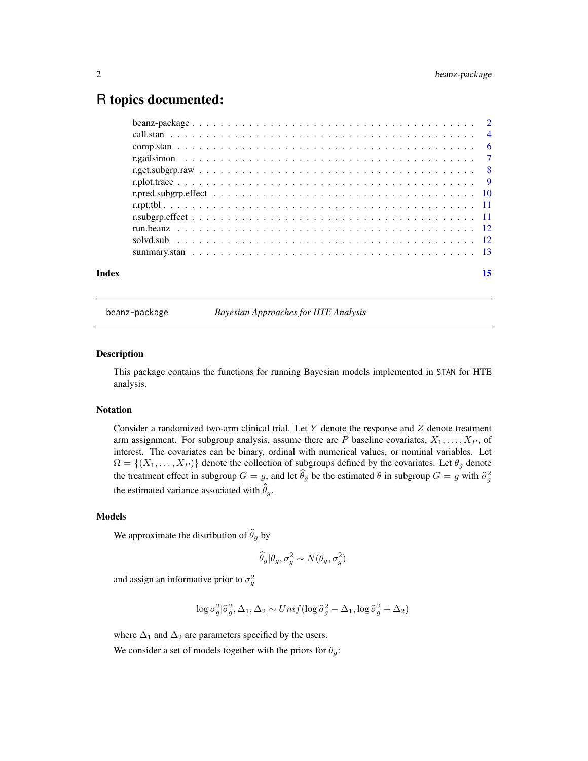# R topics documented:

| | |
|---|---|
| beanz-package | 2 |
| call.stan | 4 |
| comp.stan | 6 |
| r.gailsimon | 7 |
| r.get.subgrp.raw | 8 |
| r.plot.trace | 9 |
| r.pred.subgrp.effect | 10 |
| r.rpt.tbl | 11 |
| r.subgrp.effect | 11 |
| run.beanz | 12 |
| solvd.sub | 12 |
| summary.stan | 13 |
| **Index** | **15** |

---

beanz-package *Bayesian Approaches for HTE Analysis*

---

## Description

This package contains the functions for running Bayesian models implemented in STAN for HTE analysis.

## Notation

Consider a randomized two-arm clinical trial. Let $Y$ denote the response and $Z$ denote treatment arm assignment. For subgroup analysis, assume there are $P$ baseline covariates, $X_1, \ldots, X_P$, of interest. The covariates can be binary, ordinal with numerical values, or nominal variables. Let $\Omega = \{(X_1, \ldots, X_P)\}$ denote the collection of subgroups defined by the covariates. Let $\theta_g$ denote the treatment effect in subgroup $G = g$, and let $\widehat{\theta}_g$ be the estimated $\theta$ in subgroup $G = g$ with $\widehat{\sigma}_g^2$ the estimated variance associated with $\widehat{\theta}_g$.

## Models

We approximate the distribution of $\widehat{\theta}_g$ by

$$\widehat{\theta}_g | \theta_g, \sigma_g^2 \sim N(\theta_g, \sigma_g^2)$$

and assign an informative prior to $\sigma_g^2$

$$\log \sigma_g^2 | \widehat{\sigma}_g^2, \Delta_1, \Delta_2 \sim Unif(\log \widehat{\sigma}_g^2 - \Delta_1, \log \widehat{\sigma}_g^2 + \Delta_2)$$

where $\Delta_1$ and $\Delta_2$ are parameters specified by the users.

We consider a set of models together with the priors for $\theta_g$: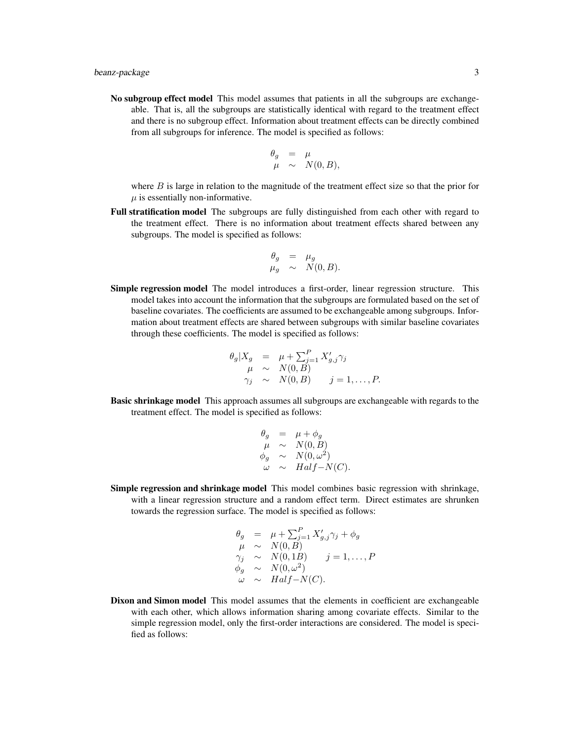**No subgroup effect model** This model assumes that patients in all the subgroups are exchangeable. That is, all the subgroups are statistically identical with regard to the treatment effect and there is no subgroup effect. Information about treatment effects can be directly combined from all subgroups for inference. The model is specified as follows:

$$\begin{array}{rcl} \theta_g & = & \mu \\ \mu & \sim & N(0, B), \end{array}$$

where $B$ is large in relation to the magnitude of the treatment effect size so that the prior for $\mu$ is essentially non-informative.

**Full stratification model** The subgroups are fully distinguished from each other with regard to the treatment effect. There is no information about treatment effects shared between any subgroups. The model is specified as follows:

$$\begin{array}{rcl} \theta_g & = & \mu_g \\ \mu_g & \sim & N(0, B). \end{array}$$

**Simple regression model** The model introduces a first-order, linear regression structure. This model takes into account the information that the subgroups are formulated based on the set of baseline covariates. The coefficients are assumed to be exchangeable among subgroups. Information about treatment effects are shared between subgroups with similar baseline covariates through these coefficients. The model is specified as follows:

$$\begin{array}{rcl} \theta_g | X_g & = & \mu + \sum_{j=1}^{P} X'_{g,j} \gamma_j \\ \mu & \sim & N(0, B) \\ \gamma_j & \sim & N(0, B) \qquad j = 1, \ldots, P. \end{array}$$

**Basic shrinkage model** This approach assumes all subgroups are exchangeable with regards to the treatment effect. The model is specified as follows:

$$\begin{array}{rcl} \theta_g & = & \mu + \phi_g \\ \mu & \sim & N(0, B) \\ \phi_g & \sim & N(0, \omega^2) \\ \omega & \sim & Half{-}N(C). \end{array}$$

**Simple regression and shrinkage model** This model combines basic regression with shrinkage, with a linear regression structure and a random effect term. Direct estimates are shrunken towards the regression surface. The model is specified as follows:

$$\begin{array}{rcl} \theta_g & = & \mu + \sum_{j=1}^{P} X'_{g,j} \gamma_j + \phi_g \\ \mu & \sim & N(0, B) \\ \gamma_j & \sim & N(0, 1B) \qquad j = 1, \ldots, P \\ \phi_g & \sim & N(0, \omega^2) \\ \omega & \sim & Half{-}N(C). \end{array}$$

**Dixon and Simon model** This model assumes that the elements in coefficient are exchangeable with each other, which allows information sharing among covariate effects. Similar to the simple regression model, only the first-order interactions are considered. The model is specified as follows: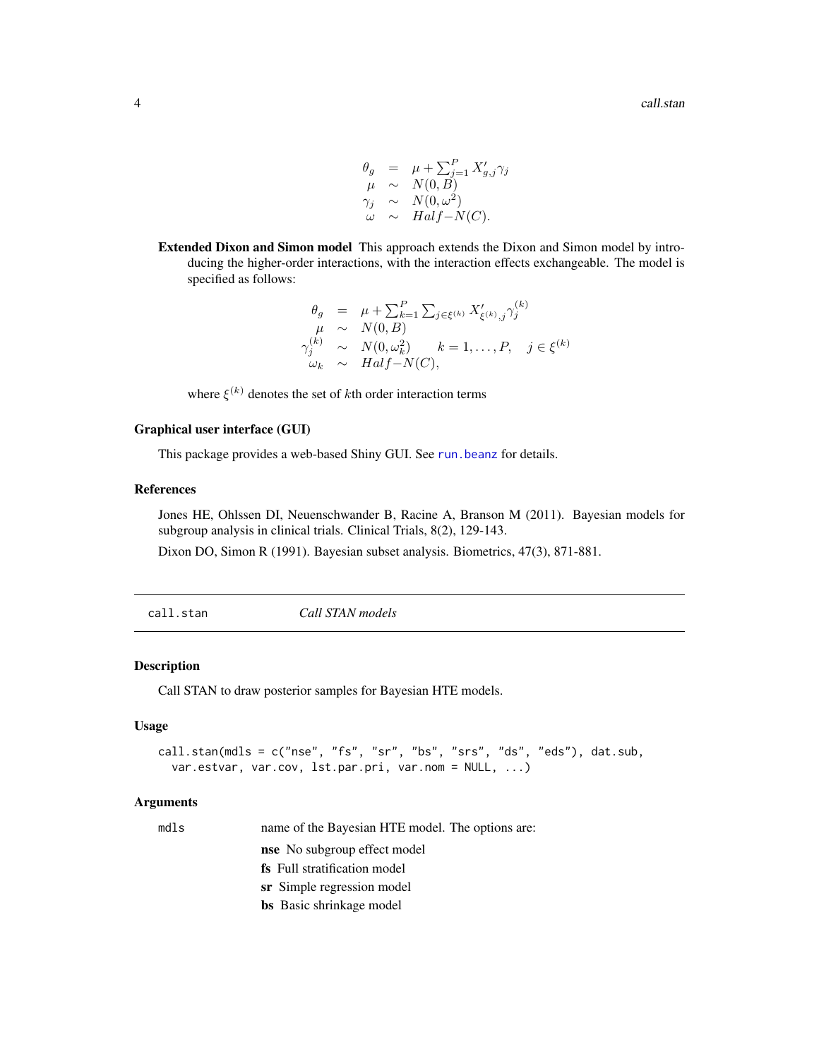$$
\begin{array}{rcl}
\theta_g & = & \mu + \sum_{j=1}^{P} X'_{g,j}\gamma_j \\
\mu & \sim & N(0, B) \\
\gamma_j & \sim & N(0, \omega^2) \\
\omega & \sim & Half\!-\!N(C).
\end{array}
$$

**Extended Dixon and Simon model** This approach extends the Dixon and Simon model by introducing the higher-order interactions, with the interaction effects exchangeable. The model is specified as follows:

$$
\begin{array}{rcl}
\theta_g & = & \mu + \sum_{k=1}^{P} \sum_{j \in \xi^{(k)}} X'_{\xi^{(k)},j}\gamma_j^{(k)} \\
\mu & \sim & N(0, B) \\
\gamma_j^{(k)} & \sim & N(0, \omega_k^2) \qquad k = 1, \ldots, P, \quad j \in \xi^{(k)} \\
\omega_k & \sim & Half\!-\!N(C),
\end{array}
$$

where $\xi^{(k)}$ denotes the set of $k$th order interaction terms

### Graphical user interface (GUI)

This package provides a web-based Shiny GUI. See run.beanz for details.

### References

Jones HE, Ohlssen DI, Neuenschwander B, Racine A, Branson M (2011). Bayesian models for subgroup analysis in clinical trials. Clinical Trials, 8(2), 129-143.

Dixon DO, Simon R (1991). Bayesian subset analysis. Biometrics, 47(3), 871-881.

---

## call.stan — *Call STAN models*

### Description

Call STAN to draw posterior samples for Bayesian HTE models.

### Usage

```
call.stan(mdls = c("nse", "fs", "sr", "bs", "srs", "ds", "eds"), dat.sub,
  var.estvar, var.cov, lst.par.pri, var.nom = NULL, ...)
```

### Arguments

`mdls` name of the Bayesian HTE model. The options are:

- **nse** No subgroup effect model
- **fs** Full stratification model
- **sr** Simple regression model
- **bs** Basic shrinkage model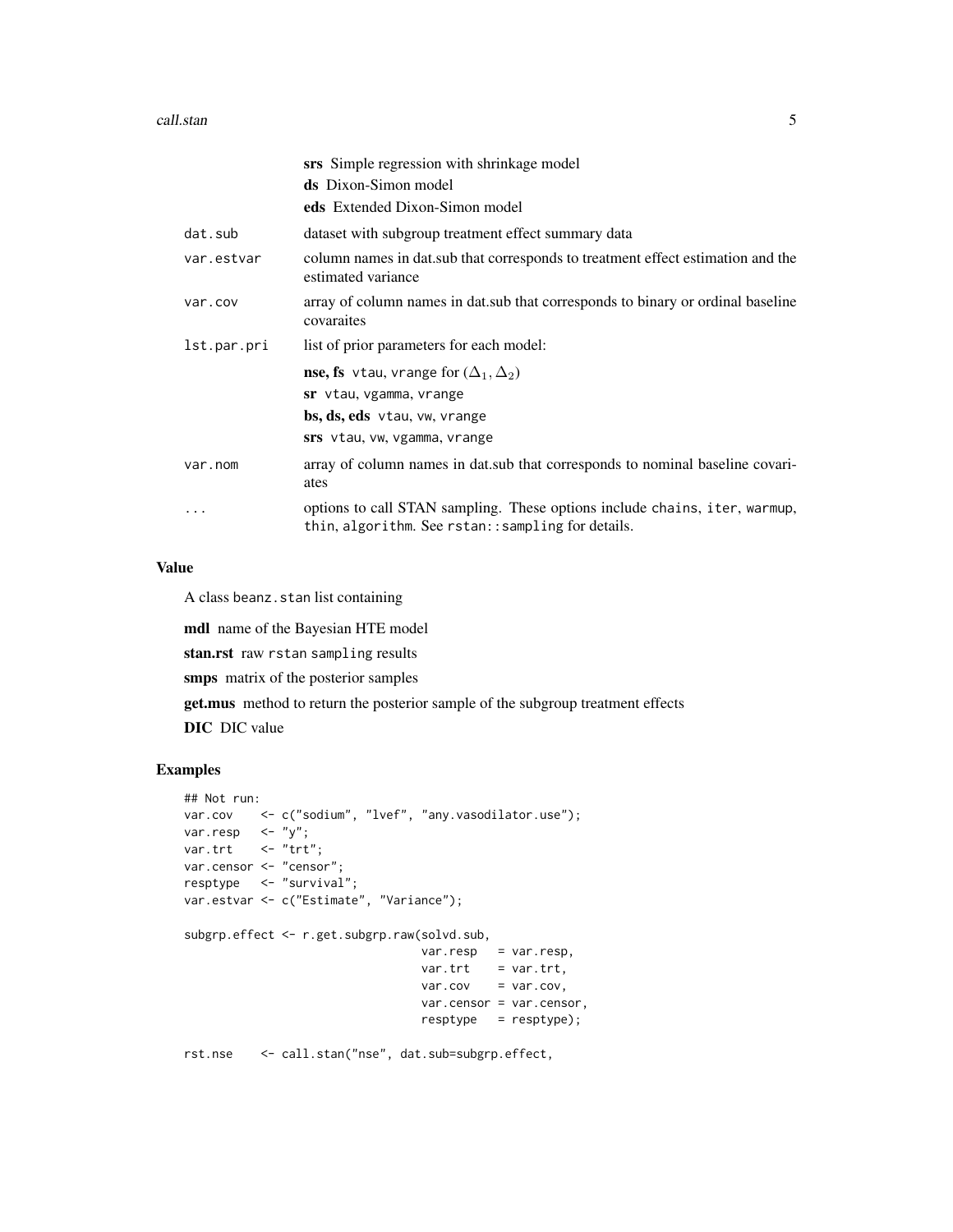**srs** Simple regression with shrinkage model
**ds** Dixon-Simon model
**eds** Extended Dixon-Simon model

| | |
|---|---|
| `dat.sub` | dataset with subgroup treatment effect summary data |
| `var.estvar` | column names in dat.sub that corresponds to treatment effect estimation and the estimated variance |
| `var.cov` | array of column names in dat.sub that corresponds to binary or ordinal baseline covaraites |
| `lst.par.pri` | list of prior parameters for each model:<br>**nse, fs** `vtau`, `vrange` for $(\Delta_1, \Delta_2)$<br>**sr** `vtau`, `vgamma`, `vrange`<br>**bs, ds, eds** `vtau`, `vw`, `vrange`<br>**srs** `vtau`, `vw`, `vgamma`, `vrange` |
| `var.nom` | array of column names in dat.sub that corresponds to nominal baseline covariates |
| `...` | options to call STAN sampling. These options include `chains`, `iter`, `warmup`, `thin`, `algorithm`. See `rstan::sampling` for details. |

## Value

A class `beanz.stan` list containing

**mdl** name of the Bayesian HTE model

**stan.rst** raw `rstan` `sampling` results

**smps** matrix of the posterior samples

**get.mus** method to return the posterior sample of the subgroup treatment effects

**DIC** DIC value

## Examples

```
## Not run:
var.cov    <- c("sodium", "lvef", "any.vasodilator.use");
var.resp   <- "y";
var.trt    <- "trt";
var.censor <- "censor";
resptype   <- "survival";
var.estvar <- c("Estimate", "Variance");

subgrp.effect <- r.get.subgrp.raw(solvd.sub,
                                  var.resp   = var.resp,
                                  var.trt    = var.trt,
                                  var.cov    = var.cov,
                                  var.censor = var.censor,
                                  resptype   = resptype);

rst.nse    <- call.stan("nse", dat.sub=subgrp.effect,
```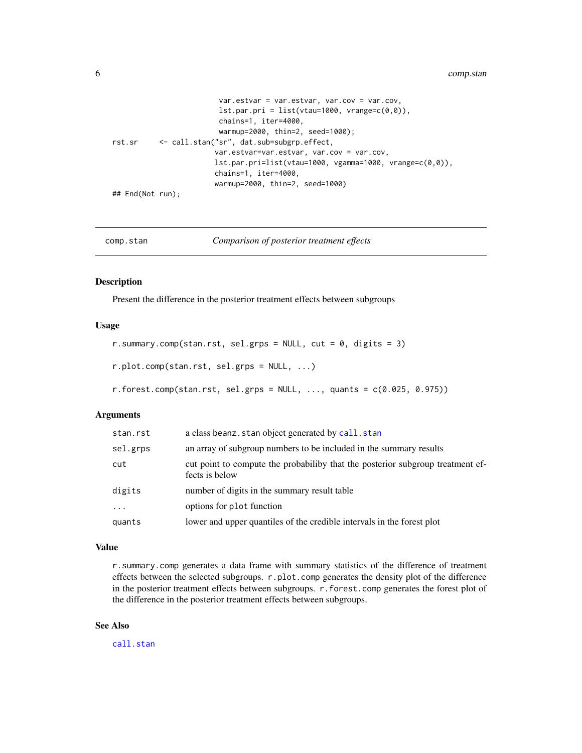```
                          var.estvar = var.estvar, var.cov = var.cov,
                          lst.par.pri = list(vtau=1000, vrange=c(0,0)),
                          chains=1, iter=4000,
                          warmup=2000, thin=2, seed=1000);
rst.sr     <- call.stan("sr", dat.sub=subgrp.effect,
                         var.estvar=var.estvar, var.cov = var.cov,
                         lst.par.pri=list(vtau=1000, vgamma=1000, vrange=c(0,0)),
                         chains=1, iter=4000,
                         warmup=2000, thin=2, seed=1000)
## End(Not run);
```

---

## comp.stan — *Comparison of posterior treatment effects*

### Description

Present the difference in the posterior treatment effects between subgroups

### Usage

```
r.summary.comp(stan.rst, sel.grps = NULL, cut = 0, digits = 3)

r.plot.comp(stan.rst, sel.grps = NULL, ...)

r.forest.comp(stan.rst, sel.grps = NULL, ..., quants = c(0.025, 0.975))
```

### Arguments

| | |
|---|---|
| `stan.rst` | a class `beanz.stan` object generated by `call.stan` |
| `sel.grps` | an array of subgroup numbers to be included in the summary results |
| `cut` | cut point to compute the probabiliby that the posterior subgroup treatment effects is below |
| `digits` | number of digits in the summary result table |
| `...` | options for `plot` function |
| `quants` | lower and upper quantiles of the credible intervals in the forest plot |

### Value

`r.summary.comp` generates a data frame with summary statistics of the difference of treatment effects between the selected subgroups. `r.plot.comp` generates the density plot of the difference in the posterior treatment effects between subgroups. `r.forest.comp` generates the forest plot of the difference in the posterior treatment effects between subgroups.

### See Also

`call.stan`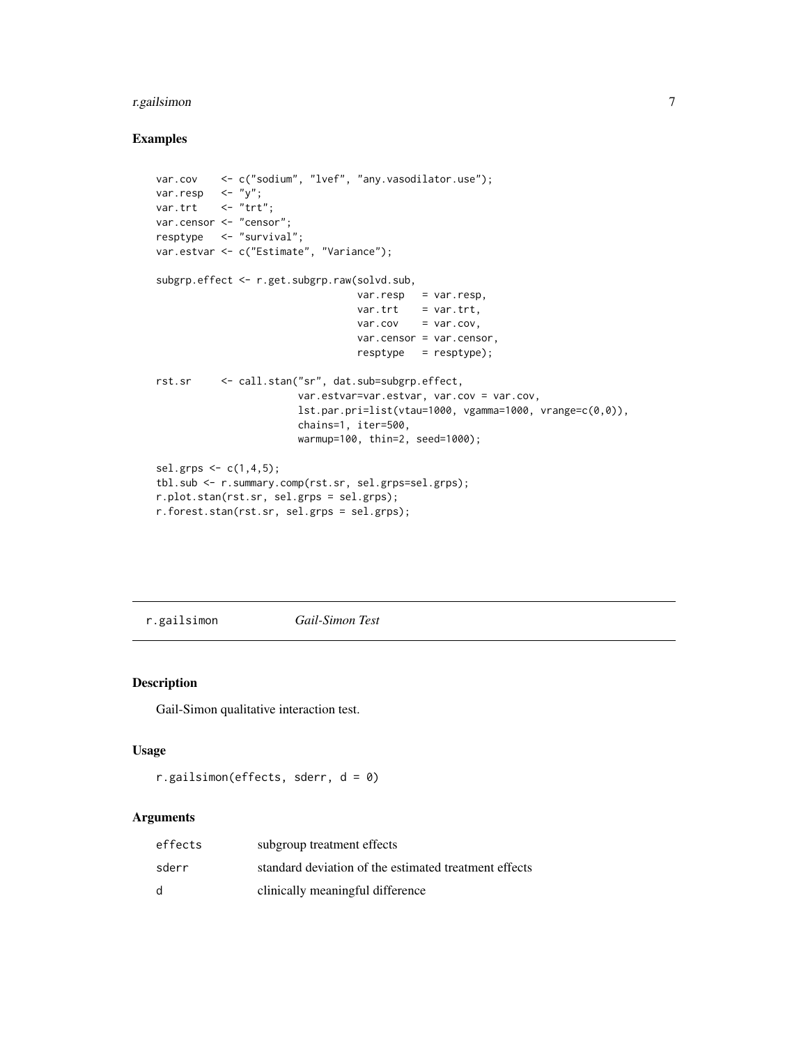## Examples

```
var.cov    <- c("sodium", "lvef", "any.vasodilator.use");
var.resp   <- "y";
var.trt    <- "trt";
var.censor <- "censor";
resptype   <- "survival";
var.estvar <- c("Estimate", "Variance");

subgrp.effect <- r.get.subgrp.raw(solvd.sub,
                                  var.resp   = var.resp,
                                  var.trt    = var.trt,
                                  var.cov    = var.cov,
                                  var.censor = var.censor,
                                  resptype   = resptype);

rst.sr     <- call.stan("sr", dat.sub=subgrp.effect,
                        var.estvar=var.estvar, var.cov = var.cov,
                        lst.par.pri=list(vtau=1000, vgamma=1000, vrange=c(0,0)),
                        chains=1, iter=500,
                        warmup=100, thin=2, seed=1000);

sel.grps <- c(1,4,5);
tbl.sub <- r.summary.comp(rst.sr, sel.grps=sel.grps);
r.plot.stan(rst.sr, sel.grps = sel.grps);
r.forest.stan(rst.sr, sel.grps = sel.grps);
```

---

`r.gailsimon` *Gail-Simon Test*

---

## Description

Gail-Simon qualitative interaction test.

## Usage

```
r.gailsimon(effects, sderr, d = 0)
```

## Arguments

| | |
|---|---|
| `effects` | subgroup treatment effects |
| `sderr` | standard deviation of the estimated treatment effects |
| `d` | clinically meaningful difference |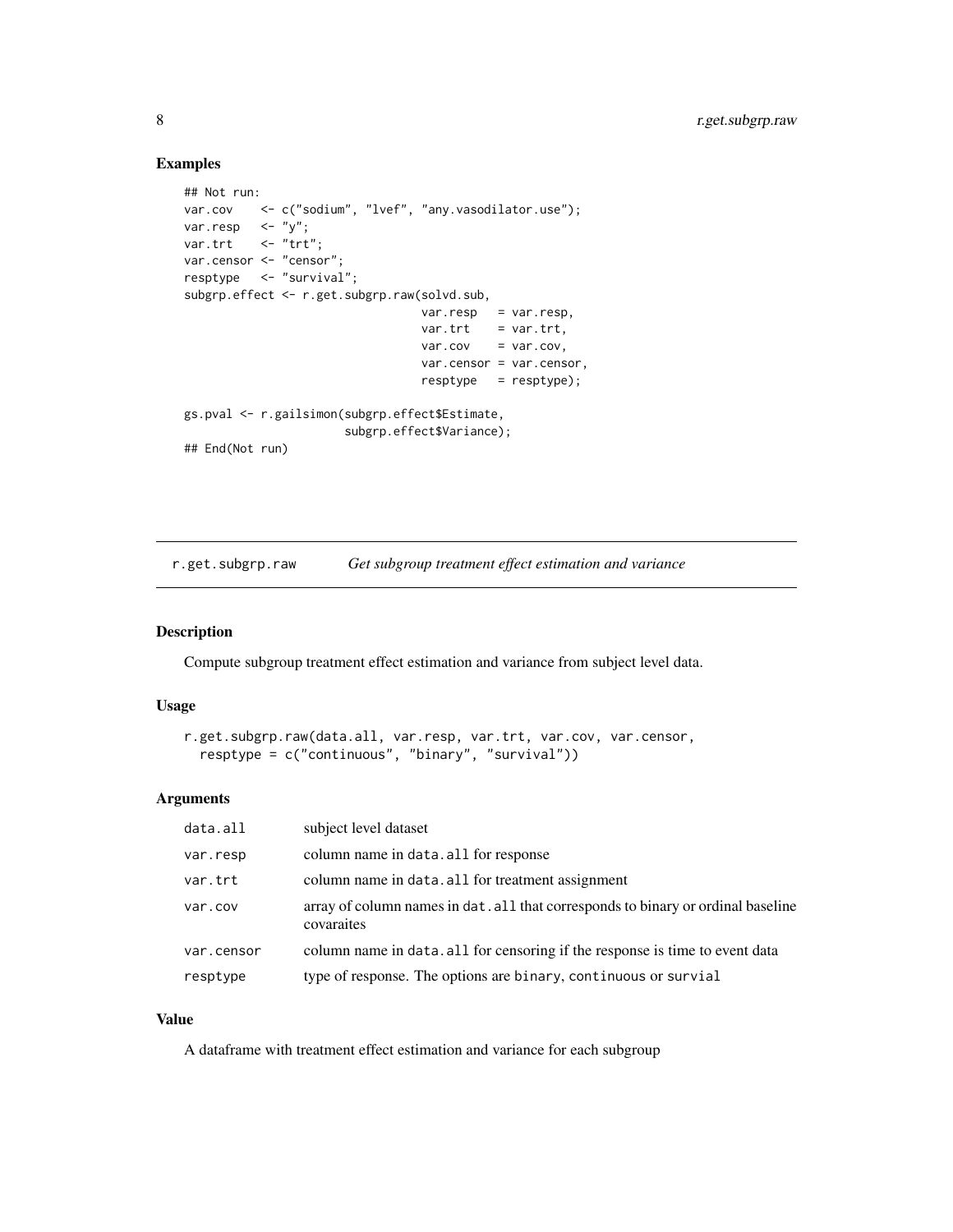## Examples

```
## Not run:
var.cov    <- c("sodium", "lvef", "any.vasodilator.use");
var.resp   <- "y";
var.trt    <- "trt";
var.censor <- "censor";
resptype   <- "survival";
subgrp.effect <- r.get.subgrp.raw(solvd.sub,
                                  var.resp   = var.resp,
                                  var.trt    = var.trt,
                                  var.cov    = var.cov,
                                  var.censor = var.censor,
                                  resptype   = resptype);

gs.pval <- r.gailsimon(subgrp.effect$Estimate,
                       subgrp.effect$Variance);
## End(Not run)
```

---

r.get.subgrp.raw    *Get subgroup treatment effect estimation and variance*

---

## Description

Compute subgroup treatment effect estimation and variance from subject level data.

## Usage

```
r.get.subgrp.raw(data.all, var.resp, var.trt, var.cov, var.censor,
  resptype = c("continuous", "binary", "survival"))
```

## Arguments

| | |
|---|---|
| data.all | subject level dataset |
| var.resp | column name in data.all for response |
| var.trt | column name in data.all for treatment assignment |
| var.cov | array of column names in dat.all that corresponds to binary or ordinal baseline covaraites |
| var.censor | column name in data.all for censoring if the response is time to event data |
| resptype | type of response. The options are binary, continuous or survial |

## Value

A dataframe with treatment effect estimation and variance for each subgroup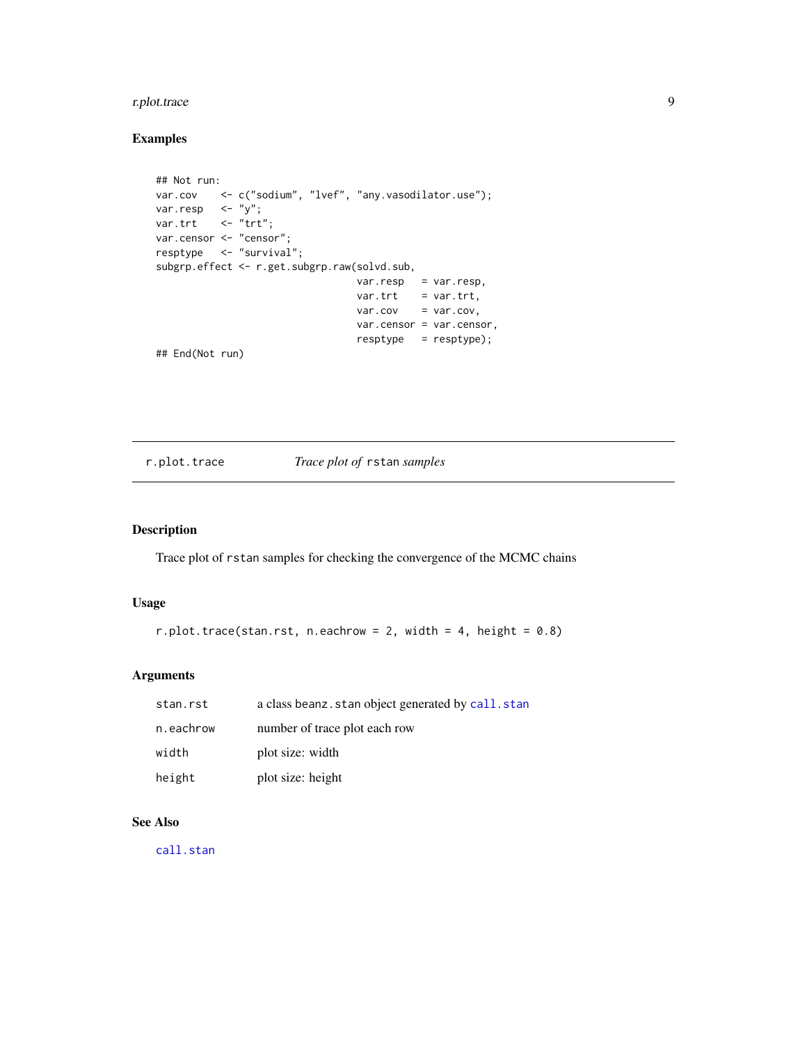### Examples

```
## Not run:
var.cov    <- c("sodium", "lvef", "any.vasodilator.use");
var.resp   <- "y";
var.trt    <- "trt";
var.censor <- "censor";
resptype   <- "survival";
subgrp.effect <- r.get.subgrp.raw(solvd.sub,
                                  var.resp   = var.resp,
                                  var.trt    = var.trt,
                                  var.cov    = var.cov,
                                  var.censor = var.censor,
                                  resptype   = resptype);
## End(Not run)
```

## r.plot.trace — *Trace plot of* `rstan` *samples*

### Description

Trace plot of `rstan` samples for checking the convergence of the MCMC chains

### Usage

```
r.plot.trace(stan.rst, n.eachrow = 2, width = 4, height = 0.8)
```

### Arguments

| | |
|---|---|
| `stan.rst` | a class `beanz.stan` object generated by `call.stan` |
| `n.eachrow` | number of trace plot each row |
| `width` | plot size: width |
| `height` | plot size: height |

### See Also

`call.stan`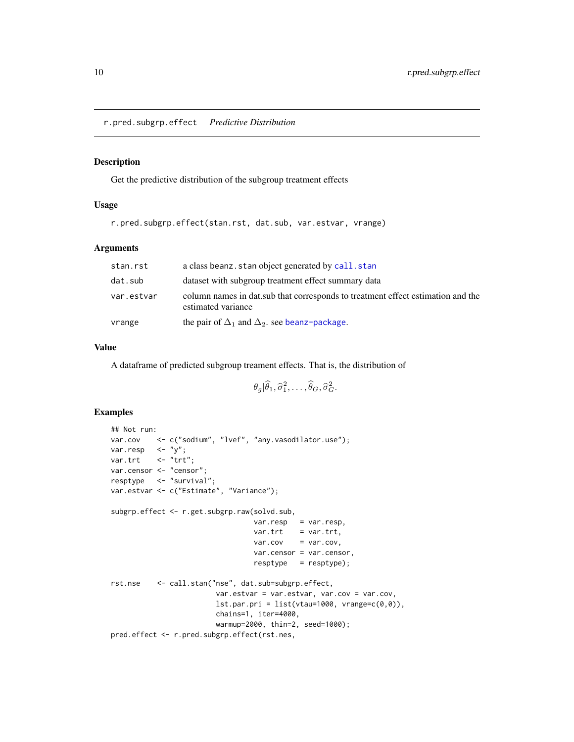## r.pred.subgrp.effect *Predictive Distribution*

### Description

Get the predictive distribution of the subgroup treatment effects

### Usage

```
r.pred.subgrp.effect(stan.rst, dat.sub, var.estvar, vrange)
```

### Arguments

| | |
|---|---|
| stan.rst | a class beanz.stan object generated by call.stan |
| dat.sub | dataset with subgroup treatment effect summary data |
| var.estvar | column names in dat.sub that corresponds to treatment effect estimation and the estimated variance |
| vrange | the pair of $\Delta_1$ and $\Delta_2$. see beanz-package. |

### Value

A dataframe of predicted subgroup treament effects. That is, the distribution of

$$\theta_g | \widehat{\theta}_1, \widehat{\sigma}_1^2, \ldots, \widehat{\theta}_G, \widehat{\sigma}_G^2.$$

### Examples

```
## Not run:
var.cov    <- c("sodium", "lvef", "any.vasodilator.use");
var.resp   <- "y";
var.trt    <- "trt";
var.censor <- "censor";
resptype   <- "survival";
var.estvar <- c("Estimate", "Variance");

subgrp.effect <- r.get.subgrp.raw(solvd.sub,
                                  var.resp   = var.resp,
                                  var.trt    = var.trt,
                                  var.cov    = var.cov,
                                  var.censor = var.censor,
                                  resptype   = resptype);

rst.nse    <- call.stan("nse", dat.sub=subgrp.effect,
                        var.estvar = var.estvar, var.cov = var.cov,
                        lst.par.pri = list(vtau=1000, vrange=c(0,0)),
                        chains=1, iter=4000,
                        warmup=2000, thin=2, seed=1000);
pred.effect <- r.pred.subgrp.effect(rst.nes,
```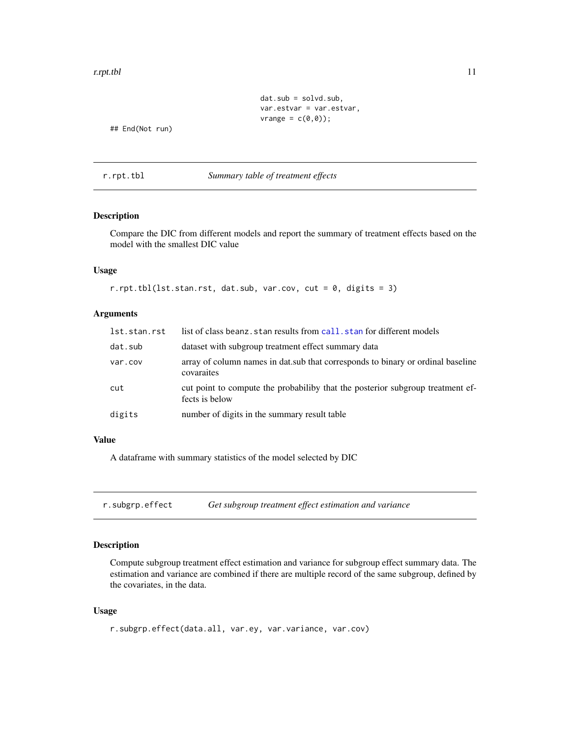```
                                    dat.sub = solvd.sub,
                                    var.estvar = var.estvar,
                                    vrange = c(0,0));
## End(Not run)
```

## r.rpt.tbl *Summary table of treatment effects*

### Description

Compare the DIC from different models and report the summary of treatment effects based on the model with the smallest DIC value

### Usage

```
r.rpt.tbl(lst.stan.rst, dat.sub, var.cov, cut = 0, digits = 3)
```

### Arguments

| | |
|---|---|
| lst.stan.rst | list of class beanz.stan results from call.stan for different models |
| dat.sub | dataset with subgroup treatment effect summary data |
| var.cov | array of column names in dat.sub that corresponds to binary or ordinal baseline covaraites |
| cut | cut point to compute the probabiliby that the posterior subgroup treatment effects is below |
| digits | number of digits in the summary result table |

### Value

A dataframe with summary statistics of the model selected by DIC

## r.subgrp.effect *Get subgroup treatment effect estimation and variance*

### Description

Compute subgroup treatment effect estimation and variance for subgroup effect summary data. The estimation and variance are combined if there are multiple record of the same subgroup, defined by the covariates, in the data.

### Usage

```
r.subgrp.effect(data.all, var.ey, var.variance, var.cov)
```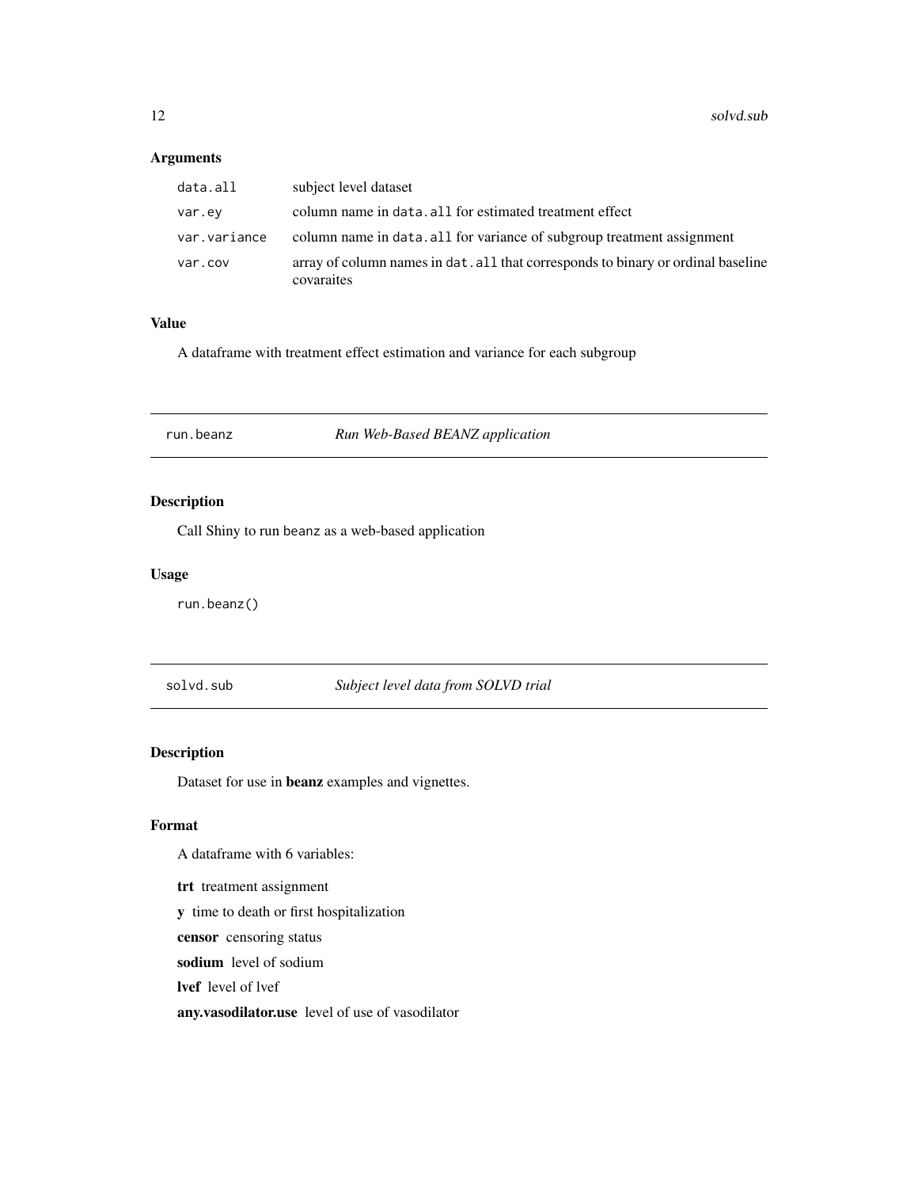## Arguments

| | |
|---|---|
| `data.all` | subject level dataset |
| `var.ey` | column name in `data.all` for estimated treatment effect |
| `var.variance` | column name in `data.all` for variance of subgroup treatment assignment |
| `var.cov` | array of column names in `dat.all` that corresponds to binary or ordinal baseline covaraites |

## Value

A dataframe with treatment effect estimation and variance for each subgroup

---

# run.beanz — *Run Web-Based BEANZ application*

## Description

Call Shiny to run beanz as a web-based application

## Usage

```
run.beanz()
```

---

# solvd.sub — *Subject level data from SOLVD trial*

## Description

Dataset for use in **beanz** examples and vignettes.

## Format

A dataframe with 6 variables:

**trt** treatment assignment

**y** time to death or first hospitalization

**censor** censoring status

**sodium** level of sodium

**lvef** level of lvef

**any.vasodilator.use** level of use of vasodilator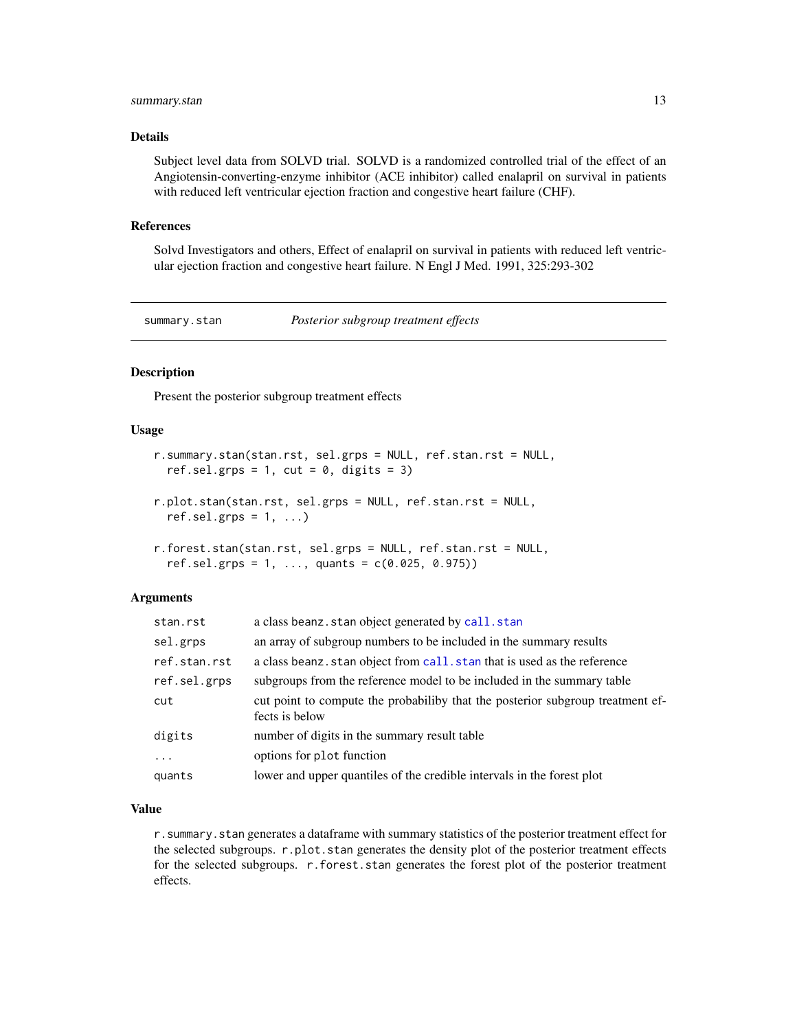## Details

Subject level data from SOLVD trial. SOLVD is a randomized controlled trial of the effect of an Angiotensin-converting-enzyme inhibitor (ACE inhibitor) called enalapril on survival in patients with reduced left ventricular ejection fraction and congestive heart failure (CHF).

## References

Solvd Investigators and others, Effect of enalapril on survival in patients with reduced left ventricular ejection fraction and congestive heart failure. N Engl J Med. 1991, 325:293-302

---

# summary.stan — *Posterior subgroup treatment effects*

## Description

Present the posterior subgroup treatment effects

## Usage

```
r.summary.stan(stan.rst, sel.grps = NULL, ref.stan.rst = NULL,
  ref.sel.grps = 1, cut = 0, digits = 3)

r.plot.stan(stan.rst, sel.grps = NULL, ref.stan.rst = NULL,
  ref.sel.grps = 1, ...)

r.forest.stan(stan.rst, sel.grps = NULL, ref.stan.rst = NULL,
  ref.sel.grps = 1, ..., quants = c(0.025, 0.975))
```

## Arguments

| | |
|---|---|
| `stan.rst` | a class `beanz.stan` object generated by `call.stan` |
| `sel.grps` | an array of subgroup numbers to be included in the summary results |
| `ref.stan.rst` | a class `beanz.stan` object from `call.stan` that is used as the reference |
| `ref.sel.grps` | subgroups from the reference model to be included in the summary table |
| `cut` | cut point to compute the probabiliby that the posterior subgroup treatment effects is below |
| `digits` | number of digits in the summary result table |
| `...` | options for `plot` function |
| `quants` | lower and upper quantiles of the credible intervals in the forest plot |

## Value

`r.summary.stan` generates a dataframe with summary statistics of the posterior treatment effect for the selected subgroups. `r.plot.stan` generates the density plot of the posterior treatment effects for the selected subgroups. `r.forest.stan` generates the forest plot of the posterior treatment effects.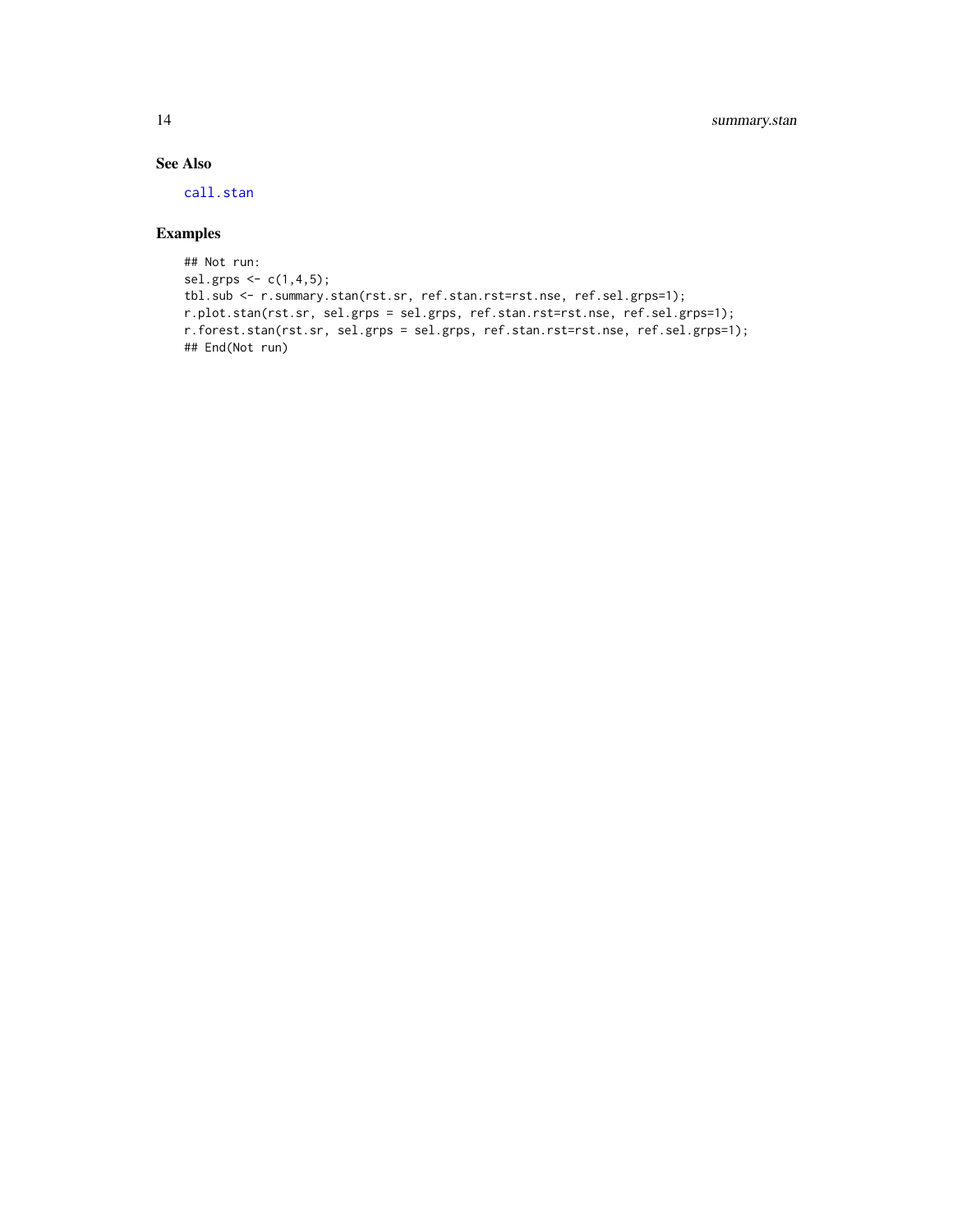### See Also

call.stan

### Examples

```
## Not run:
sel.grps <- c(1,4,5);
tbl.sub <- r.summary.stan(rst.sr, ref.stan.rst=rst.nse, ref.sel.grps=1);
r.plot.stan(rst.sr, sel.grps = sel.grps, ref.stan.rst=rst.nse, ref.sel.grps=1);
r.forest.stan(rst.sr, sel.grps = sel.grps, ref.stan.rst=rst.nse, ref.sel.grps=1);
## End(Not run)
```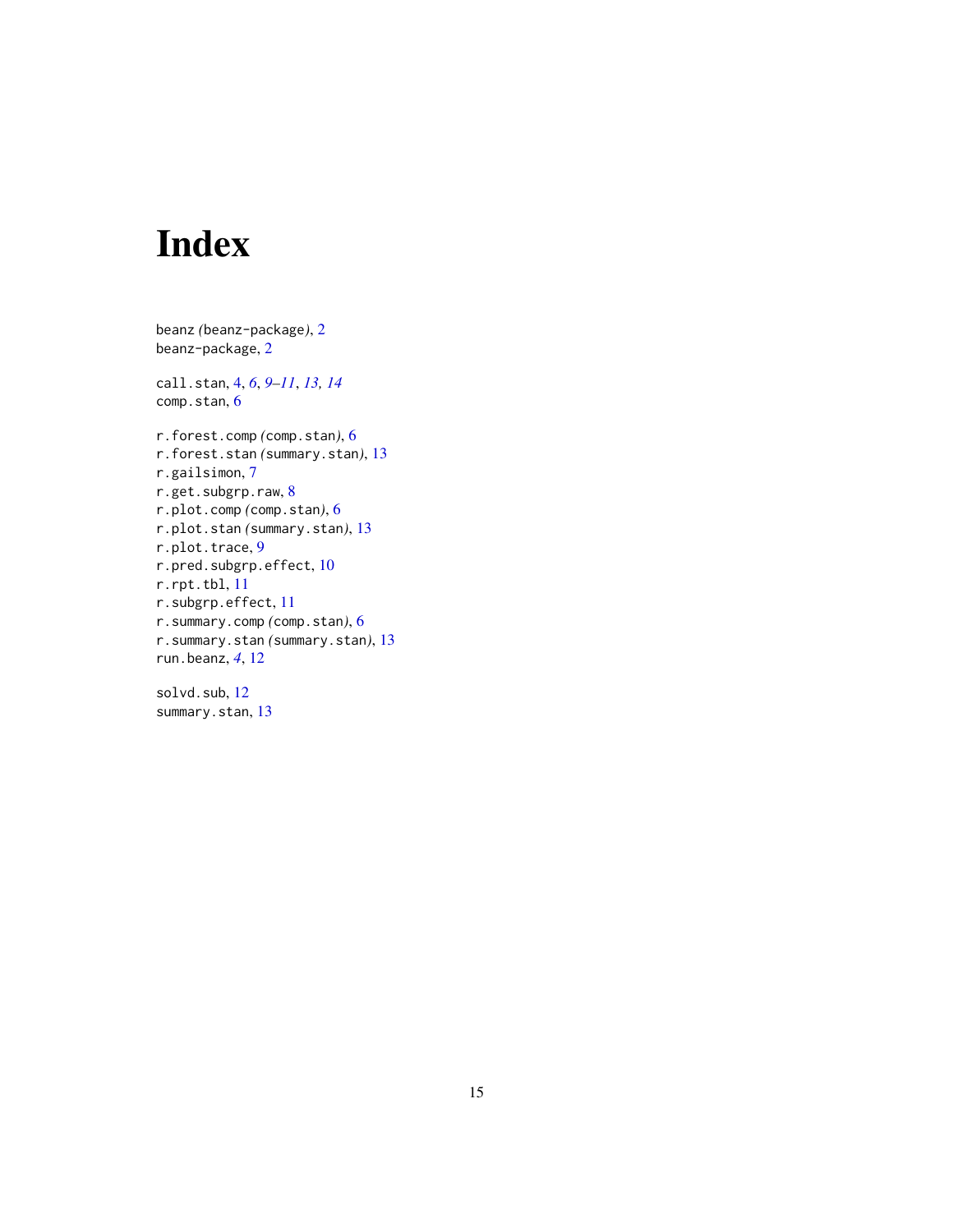# Index

beanz *(*beanz-package*)*, 2
beanz-package, 2

call.stan, 4, *6*, *9–11*, *13, 14*
comp.stan, 6

r.forest.comp *(*comp.stan*)*, 6
r.forest.stan *(*summary.stan*)*, 13
r.gailsimon, 7
r.get.subgrp.raw, 8
r.plot.comp *(*comp.stan*)*, 6
r.plot.stan *(*summary.stan*)*, 13
r.plot.trace, 9
r.pred.subgrp.effect, 10
r.rpt.tbl, 11
r.subgrp.effect, 11
r.summary.comp *(*comp.stan*)*, 6
r.summary.stan *(*summary.stan*)*, 13
run.beanz, *4*, 12

solvd.sub, 12
summary.stan, 13